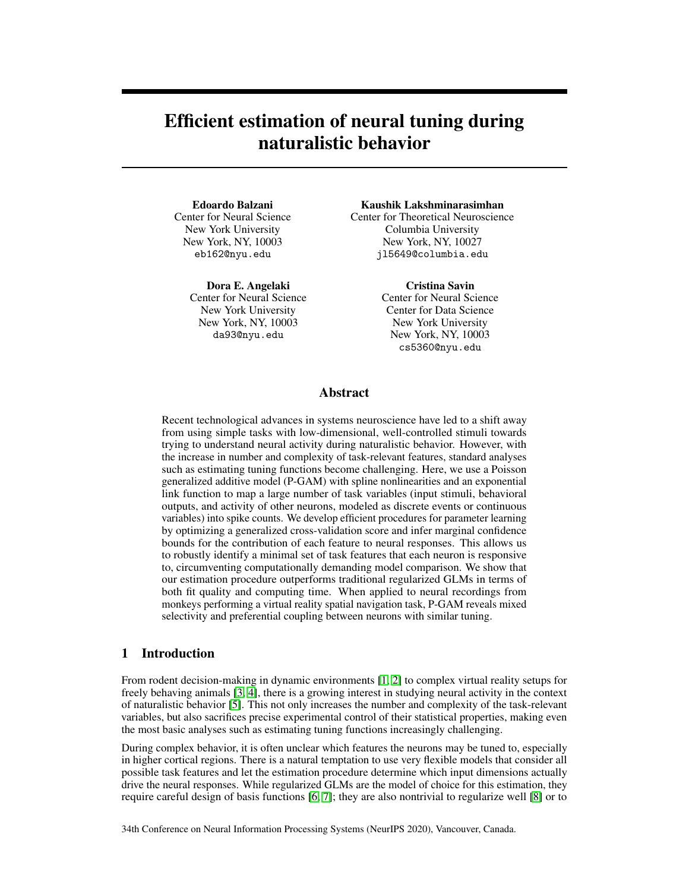# Efficient estimation of neural tuning during naturalistic behavior

**Edoardo Balzani**
Center for Neural Science
New York University
New York, NY, 10003
eb162@nyu.edu

**Kaushik Lakshminarasimhan**
Center for Theoretical Neuroscience
Columbia University
New York, NY, 10027
jl5649@columbia.edu

**Dora E. Angelaki**
Center for Neural Science
New York University
New York, NY, 10003
da93@nyu.edu

**Cristina Savin**
Center for Neural Science
Center for Data Science
New York University
New York, NY, 10003
cs5360@nyu.edu

## Abstract

Recent technological advances in systems neuroscience have led to a shift away from using simple tasks with low-dimensional, well-controlled stimuli towards trying to understand neural activity during naturalistic behavior. However, with the increase in number and complexity of task-relevant features, standard analyses such as estimating tuning functions become challenging. Here, we use a Poisson generalized additive model (P-GAM) with spline nonlinearities and an exponential link function to map a large number of task variables (input stimuli, behavioral outputs, and activity of other neurons, modeled as discrete events or continuous variables) into spike counts. We develop efficient procedures for parameter learning by optimizing a generalized cross-validation score and infer marginal confidence bounds for the contribution of each feature to neural responses. This allows us to robustly identify a minimal set of task features that each neuron is responsive to, circumventing computationally demanding model comparison. We show that our estimation procedure outperforms traditional regularized GLMs in terms of both fit quality and computing time. When applied to neural recordings from monkeys performing a virtual reality spatial navigation task, P-GAM reveals mixed selectivity and preferential coupling between neurons with similar tuning.

## 1 Introduction

From rodent decision-making in dynamic environments [1, 2] to complex virtual reality setups for freely behaving animals [3, 4], there is a growing interest in studying neural activity in the context of naturalistic behavior [5]. This not only increases the number and complexity of the task-relevant variables, but also sacrifices precise experimental control of their statistical properties, making even the most basic analyses such as estimating tuning functions increasingly challenging.

During complex behavior, it is often unclear which features the neurons may be tuned to, especially in higher cortical regions. There is a natural temptation to use very flexible models that consider all possible task features and let the estimation procedure determine which input dimensions actually drive the neural responses. While regularized GLMs are the model of choice for this estimation, they require careful design of basis functions [6, 7]; they are also nontrivial to regularize well [8] or to

34th Conference on Neural Information Processing Systems (NeurIPS 2020), Vancouver, Canada.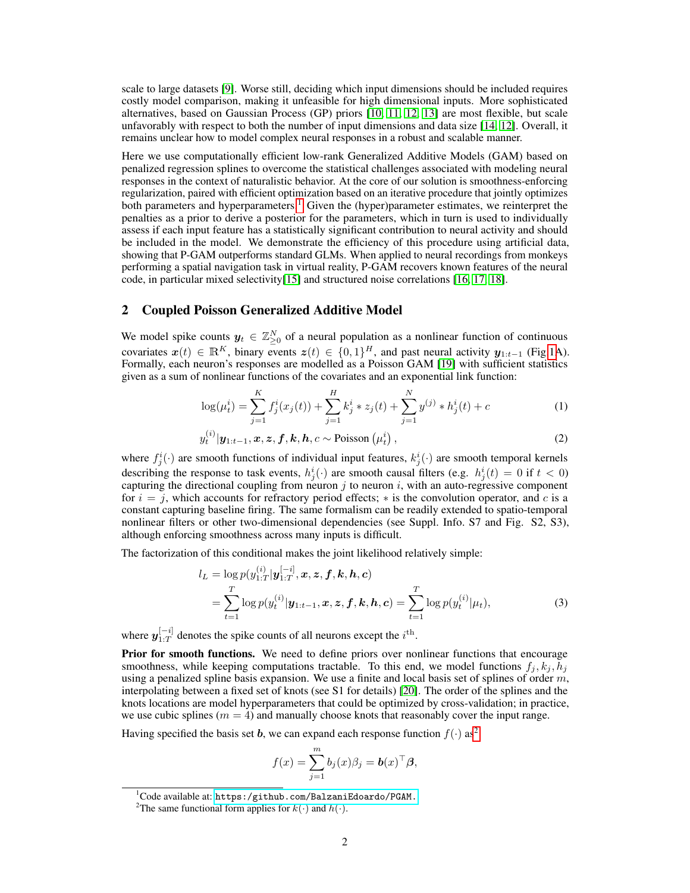scale to large datasets [9]. Worse still, deciding which input dimensions should be included requires costly model comparison, making it unfeasible for high dimensional inputs. More sophisticated alternatives, based on Gaussian Process (GP) priors [10, 11, 12, 13] are most flexible, but scale unfavorably with respect to both the number of input dimensions and data size [14, 12]. Overall, it remains unclear how to model complex neural responses in a robust and scalable manner.

Here we use computationally efficient low-rank Generalized Additive Models (GAM) based on penalized regression splines to overcome the statistical challenges associated with modeling neural responses in the context of naturalistic behavior. At the core of our solution is smoothness-enforcing regularization, paired with efficient optimization based on an iterative procedure that jointly optimizes both parameters and hyperparameters.[1] Given the (hyper)parameter estimates, we reinterpret the penalties as a prior to derive a posterior for the parameters, which in turn is used to individually assess if each input feature has a statistically significant contribution to neural activity and should be included in the model. We demonstrate the efficiency of this procedure using artificial data, showing that P-GAM outperforms standard GLMs. When applied to neural recordings from monkeys performing a spatial navigation task in virtual reality, P-GAM recovers known features of the neural code, in particular mixed selectivity[15] and structured noise correlations [16, 17, 18].

## 2 Coupled Poisson Generalized Additive Model

We model spike counts $\boldsymbol{y}_t \in \mathbb{Z}^N_{\geq 0}$ of a neural population as a nonlinear function of continuous covariates $\boldsymbol{x}(t) \in \mathbb{R}^K$, binary events $\boldsymbol{z}(t) \in \{0,1\}^H$, and past neural activity $\boldsymbol{y}_{1:t-1}$ (Fig 1A). Formally, each neuron's responses are modelled as a Poisson GAM [19] with sufficient statistics given as a sum of nonlinear functions of the covariates and an exponential link function:

$$\log(\mu^i_t) = \sum_{j=1}^{K} f^i_j(x_j(t)) + \sum_{j=1}^{H} k^i_j * z_j(t) + \sum_{j=1}^{N} y^{(j)} * h^i_j(t) + c \tag{1}$$

$$y^{(i)}_t | \boldsymbol{y}_{1:t-1}, \boldsymbol{x}, \boldsymbol{z}, \boldsymbol{f}, \boldsymbol{k}, \boldsymbol{h}, c \sim \text{Poisson}\left(\mu^i_t\right), \tag{2}$$

where $f^i_j(\cdot)$ are smooth functions of individual input features, $k^i_j(\cdot)$ are smooth temporal kernels describing the response to task events, $h^i_j(\cdot)$ are smooth causal filters (e.g. $h^i_j(t) = 0$ if $t < 0$) capturing the directional coupling from neuron $j$ to neuron $i$, with an auto-regressive component for $i = j$, which accounts for refractory period effects; $*$ is the convolution operator, and $c$ is a constant capturing baseline firing. The same formalism can be readily extended to spatio-temporal nonlinear filters or other two-dimensional dependencies (see Suppl. Info. S7 and Fig. S2, S3), although enforcing smoothness across many inputs is difficult.

The factorization of this conditional makes the joint likelihood relatively simple:

$$\begin{aligned} l_L &= \log p(y^{(i)}_{1:T} | \boldsymbol{y}^{[-i]}_{1:T}, \boldsymbol{x}, \boldsymbol{z}, \boldsymbol{f}, \boldsymbol{k}, \boldsymbol{h}, \boldsymbol{c}) \\ &= \sum_{t=1}^{T} \log p(y^{(i)}_t | \boldsymbol{y}_{1:t-1}, \boldsymbol{x}, \boldsymbol{z}, \boldsymbol{f}, \boldsymbol{k}, \boldsymbol{h}, \boldsymbol{c}) = \sum_{t=1}^{T} \log p(y^{(i)}_t | \mu_t), \end{aligned} \tag{3}$$

where $\boldsymbol{y}^{[-i]}_{1:T}$ denotes the spike counts of all neurons except the $i^{\text{th}}$.

**Prior for smooth functions.** We need to define priors over nonlinear functions that encourage smoothness, while keeping computations tractable. To this end, we model functions $f_j, k_j, h_j$ using a penalized spline basis expansion. We use a finite and local basis set of splines of order $m$, interpolating between a fixed set of knots (see S1 for details) [20]. The order of the splines and the knots locations are model hyperparameters that could be optimized by cross-validation; in practice, we use cubic splines ($m = 4$) and manually choose knots that reasonably cover the input range.

Having specified the basis set $\boldsymbol{b}$, we can expand each response function $f(\cdot)$ as[2]

$$f(x) = \sum_{j=1}^{m} b_j(x)\beta_j = \boldsymbol{b}(x)^\top \boldsymbol{\beta},$$

[1] Code available at: https://github.com/BalzaniEdoardo/PGAM.

[2] The same functional form applies for $k(\cdot)$ and $h(\cdot)$.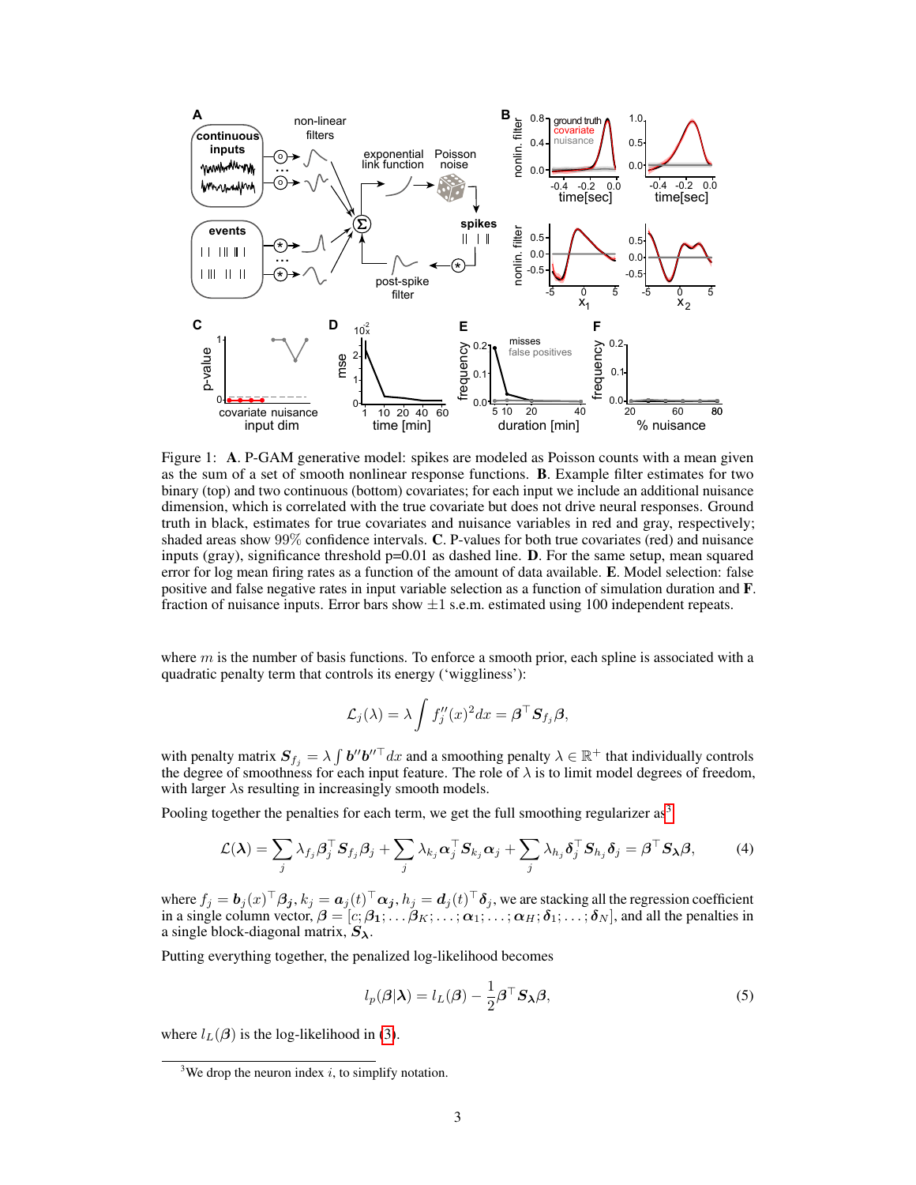Figure 1: **A**. P-GAM generative model: spikes are modeled as Poisson counts with a mean given as the sum of a set of smooth nonlinear response functions. **B**. Example filter estimates for two binary (top) and two continuous (bottom) covariates; for each input we include an additional nuisance dimension, which is correlated with the true covariate but does not drive neural responses. Ground truth in black, estimates for true covariates and nuisance variables in red and gray, respectively; shaded areas show 99% confidence intervals. **C**. P-values for both true covariates (red) and nuisance inputs (gray), significance threshold p=0.01 as dashed line. **D**. For the same setup, mean squared error for log mean firing rates as a function of the amount of data available. **E**. Model selection: false positive and false negative rates in input variable selection as a function of simulation duration and **F**. fraction of nuisance inputs. Error bars show $\pm 1$ s.e.m. estimated using 100 independent repeats.

where $m$ is the number of basis functions. To enforce a smooth prior, each spline is associated with a quadratic penalty term that controls its energy ('wiggliness'):

$$\mathcal{L}_j(\lambda) = \lambda \int f_j''(x)^2 dx = \boldsymbol{\beta}^\top \boldsymbol{S}_{f_j} \boldsymbol{\beta},$$

with penalty matrix $\boldsymbol{S}_{f_j} = \lambda \int \boldsymbol{b}'' \boldsymbol{b}''^\top dx$ and a smoothing penalty $\lambda \in \mathbb{R}^+$ that individually controls the degree of smoothness for each input feature. The role of $\lambda$ is to limit model degrees of freedom, with larger $\lambda$s resulting in increasingly smooth models.

Pooling together the penalties for each term, we get the full smoothing regularizer as[3]

$$\mathcal{L}(\boldsymbol{\lambda}) = \sum_j \lambda_{f_j} \boldsymbol{\beta}_j^\top \boldsymbol{S}_{f_j} \boldsymbol{\beta}_j + \sum_j \lambda_{k_j} \boldsymbol{\alpha}_j^\top \boldsymbol{S}_{k_j} \boldsymbol{\alpha}_j + \sum_j \lambda_{h_j} \boldsymbol{\delta}_j^\top \boldsymbol{S}_{h_j} \boldsymbol{\delta}_j = \boldsymbol{\beta}^\top \boldsymbol{S}_{\boldsymbol{\lambda}} \boldsymbol{\beta}, \tag{4}$$

where $f_j = \boldsymbol{b}_j(x)^\top \boldsymbol{\beta}_j$, $k_j = \boldsymbol{a}_j(t)^\top \boldsymbol{\alpha}_j$, $h_j = \boldsymbol{d}_j(t)^\top \boldsymbol{\delta}_j$, we are stacking all the regression coefficient in a single column vector, $\boldsymbol{\beta} = [c; \boldsymbol{\beta}_1; \dots \boldsymbol{\beta}_K; \dots; \boldsymbol{\alpha}_1; \dots; \boldsymbol{\alpha}_H; \boldsymbol{\delta}_1; \dots; \boldsymbol{\delta}_N]$, and all the penalties in a single block-diagonal matrix, $\boldsymbol{S}_{\boldsymbol{\lambda}}$.

Putting everything together, the penalized log-likelihood becomes

$$l_p(\boldsymbol{\beta}|\boldsymbol{\lambda}) = l_L(\boldsymbol{\beta}) - \frac{1}{2} \boldsymbol{\beta}^\top \boldsymbol{S}_{\boldsymbol{\lambda}} \boldsymbol{\beta}, \tag{5}$$

where $l_L(\boldsymbol{\beta})$ is the log-likelihood in (3).

[3] We drop the neuron index $i$, to simplify notation.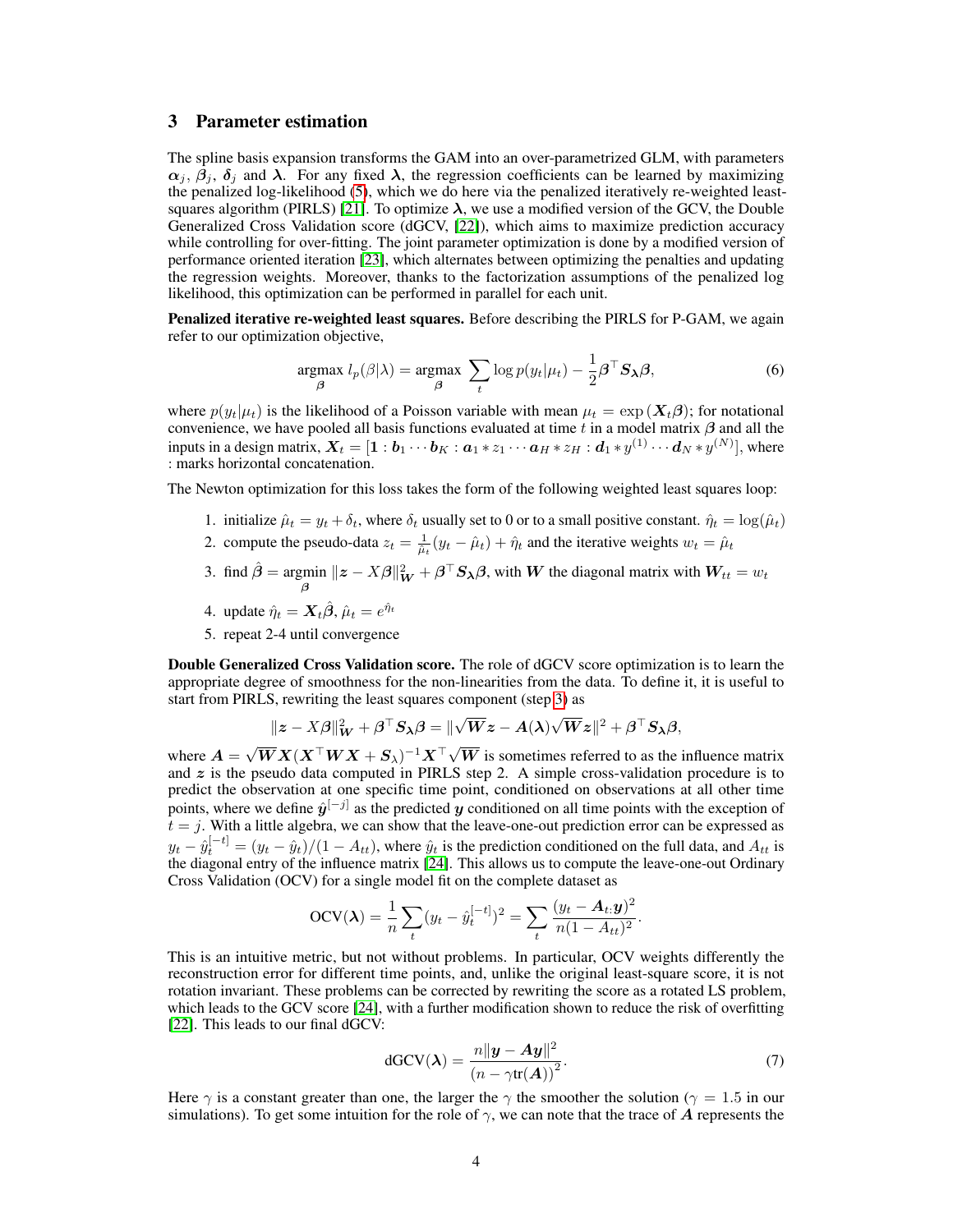## 3 Parameter estimation

The spline basis expansion transforms the GAM into an over-parametrized GLM, with parameters $\boldsymbol{\alpha}_j$, $\boldsymbol{\beta}_j$, $\boldsymbol{\delta}_j$ and $\boldsymbol{\lambda}$. For any fixed $\boldsymbol{\lambda}$, the regression coefficients can be learned by maximizing the penalized log-likelihood (5), which we do here via the penalized iteratively re-weighted least-squares algorithm (PIRLS) [21]. To optimize $\boldsymbol{\lambda}$, we use a modified version of the GCV, the Double Generalized Cross Validation score (dGCV, [22]), which aims to maximize prediction accuracy while controlling for over-fitting. The joint parameter optimization is done by a modified version of performance oriented iteration [23], which alternates between optimizing the penalties and updating the regression weights. Moreover, thanks to the factorization assumptions of the penalized log likelihood, this optimization can be performed in parallel for each unit.

**Penalized iterative re-weighted least squares.** Before describing the PIRLS for P-GAM, we again refer to our optimization objective,

$$\underset{\boldsymbol{\beta}}{\operatorname{argmax}}\ l_p(\beta|\lambda) = \underset{\boldsymbol{\beta}}{\operatorname{argmax}} \sum_t \log p(y_t|\mu_t) - \frac{1}{2}\boldsymbol{\beta}^\top \boldsymbol{S_\lambda}\boldsymbol{\beta}, \tag{6}$$

where $p(y_t|\mu_t)$ is the likelihood of a Poisson variable with mean $\mu_t = \exp(\boldsymbol{X}_t\boldsymbol{\beta})$; for notational convenience, we have pooled all basis functions evaluated at time $t$ in a model matrix $\boldsymbol{\beta}$ and all the inputs in a design matrix, $\boldsymbol{X}_t = [\mathbf{1} : \boldsymbol{b}_1 \cdots \boldsymbol{b}_K : \boldsymbol{a}_1 * z_1 \cdots \boldsymbol{a}_H * z_H : \boldsymbol{d}_1 * y^{(1)} \cdots \boldsymbol{d}_N * y^{(N)}]$, where : marks horizontal concatenation.

The Newton optimization for this loss takes the form of the following weighted least squares loop:

1. initialize $\hat{\mu}_t = y_t + \delta_t$, where $\delta_t$ usually set to 0 or to a small positive constant. $\hat{\eta}_t = \log(\hat{\mu}_t)$
2. compute the pseudo-data $z_t = \frac{1}{\hat{\mu}_t}(y_t - \hat{\mu}_t) + \hat{\eta}_t$ and the iterative weights $w_t = \hat{\mu}_t$
3. find $\hat{\boldsymbol{\beta}} = \underset{\boldsymbol{\beta}}{\operatorname{argmin}}\ \|\boldsymbol{z} - X\boldsymbol{\beta}\|^2_{\boldsymbol{W}} + \boldsymbol{\beta}^\top \boldsymbol{S_\lambda}\boldsymbol{\beta}$, with $\boldsymbol{W}$ the diagonal matrix with $\boldsymbol{W}_{tt} = w_t$
4. update $\hat{\eta}_t = \boldsymbol{X}_t\hat{\boldsymbol{\beta}}$, $\hat{\mu}_t = e^{\hat{\eta}_t}$
5. repeat 2-4 until convergence

**Double Generalized Cross Validation score.** The role of dGCV score optimization is to learn the appropriate degree of smoothness for the non-linearities from the data. To define it, it is useful to start from PIRLS, rewriting the least squares component (step 3) as

$$\|\boldsymbol{z} - X\boldsymbol{\beta}\|^2_{\boldsymbol{W}} + \boldsymbol{\beta}^\top \boldsymbol{S_\lambda}\boldsymbol{\beta} = \|\sqrt{\boldsymbol{W}}\boldsymbol{z} - \boldsymbol{A}(\boldsymbol{\lambda})\sqrt{\boldsymbol{W}}\boldsymbol{z}\|^2 + \boldsymbol{\beta}^\top \boldsymbol{S_\lambda}\boldsymbol{\beta},$$

where $\boldsymbol{A} = \sqrt{\boldsymbol{W}}\boldsymbol{X}(\boldsymbol{X}^\top\boldsymbol{W}\boldsymbol{X} + \boldsymbol{S}_\lambda)^{-1}\boldsymbol{X}^\top\sqrt{\boldsymbol{W}}$ is sometimes referred to as the influence matrix and $\boldsymbol{z}$ is the pseudo data computed in PIRLS step 2. A simple cross-validation procedure is to predict the observation at one specific time point, conditioned on observations at all other time points, where we define $\hat{\boldsymbol{y}}^{[-j]}$ as the predicted $\boldsymbol{y}$ conditioned on all time points with the exception of $t = j$. With a little algebra, we can show that the leave-one-out prediction error can be expressed as $y_t - \hat{y}_t^{[-t]} = (y_t - \hat{y}_t)/(1 - A_{tt})$, where $\hat{y}_t$ is the prediction conditioned on the full data, and $A_{tt}$ is the diagonal entry of the influence matrix [24]. This allows us to compute the leave-one-out Ordinary Cross Validation (OCV) for a single model fit on the complete dataset as

$$\text{OCV}(\boldsymbol{\lambda}) = \frac{1}{n}\sum_t (y_t - \hat{y}_t^{[-t]})^2 = \sum_t \frac{(y_t - \boldsymbol{A}_{t:}\boldsymbol{y})^2}{n(1 - A_{tt})^2}.$$

This is an intuitive metric, but not without problems. In particular, OCV weights differently the reconstruction error for different time points, and, unlike the original least-square score, it is not rotation invariant. These problems can be corrected by rewriting the score as a rotated LS problem, which leads to the GCV score [24], with a further modification shown to reduce the risk of overfitting [22]. This leads to our final dGCV:

$$\text{dGCV}(\boldsymbol{\lambda}) = \frac{n\|\boldsymbol{y} - \boldsymbol{A}\boldsymbol{y}\|^2}{\left(n - \gamma\text{tr}(\boldsymbol{A})\right)^2}. \tag{7}$$

Here $\gamma$ is a constant greater than one, the larger the $\gamma$ the smoother the solution ($\gamma = 1.5$ in our simulations). To get some intuition for the role of $\gamma$, we can note that the trace of $\boldsymbol{A}$ represents the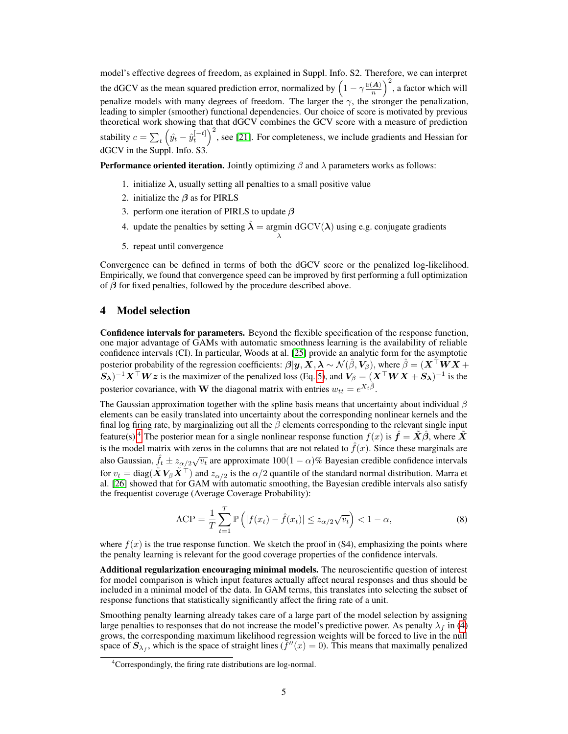model's effective degrees of freedom, as explained in Suppl. Info. S2. Therefore, we can interpret the dGCV as the mean squared prediction error, normalized by $\left(1 - \gamma \frac{\text{tr}(\boldsymbol{A})}{n}\right)^2$, a factor which will penalize models with many degrees of freedom. The larger the $\gamma$, the stronger the penalization, leading to simpler (smoother) functional dependencies. Our choice of score is motivated by previous theoretical work showing that that dGCV combines the GCV score with a measure of prediction stability $c = \sum_t \left(\hat{y}_t - \hat{y}_t^{[-t]}\right)^2$, see [21]. For completeness, we include gradients and Hessian for dGCV in the Suppl. Info. S3.

**Performance oriented iteration.** Jointly optimizing $\beta$ and $\lambda$ parameters works as follows:

1. initialize $\boldsymbol{\lambda}$, usually setting all penalties to a small positive value
2. initialize the $\boldsymbol{\beta}$ as for PIRLS
3. perform one iteration of PIRLS to update $\boldsymbol{\beta}$
4. update the penalties by setting $\hat{\boldsymbol{\lambda}} = \underset{\lambda}{\text{argmin}}\ \text{dGCV}(\boldsymbol{\lambda})$ using e.g. conjugate gradients
5. repeat until convergence

Convergence can be defined in terms of both the dGCV score or the penalized log-likelihood. Empirically, we found that convergence speed can be improved by first performing a full optimization of $\boldsymbol{\beta}$ for fixed penalties, followed by the procedure described above.

## 4 Model selection

**Confidence intervals for parameters.** Beyond the flexible specification of the response function, one major advantage of GAMs with automatic smoothness learning is the availability of reliable confidence intervals (CI). In particular, Woods at al. [25] provide an analytic form for the asymptotic posterior probability of the regression coefficients: $\boldsymbol{\beta}|\boldsymbol{y}, \boldsymbol{X}, \boldsymbol{\lambda} \sim \mathcal{N}(\hat{\beta}, \boldsymbol{V}_\beta)$, where $\hat{\beta} = (\boldsymbol{X}^\top \boldsymbol{W} \boldsymbol{X} + \boldsymbol{S}_{\boldsymbol{\lambda}})^{-1} \boldsymbol{X}^\top \boldsymbol{W} \boldsymbol{z}$ is the maximizer of the penalized loss (Eq. 5), and $\boldsymbol{V}_\beta = (\boldsymbol{X}^\top \boldsymbol{W} \boldsymbol{X} + \boldsymbol{S}_{\boldsymbol{\lambda}})^{-1}$ is the posterior covariance, with $\mathbf{W}$ the diagonal matrix with entries $w_{tt} = e^{X_t \hat{\beta}}$.

The Gaussian approximation together with the spline basis means that uncertainty about individual $\beta$ elements can be easily translated into uncertainty about the corresponding nonlinear kernels and the final log firing rate, by marginalizing out all the $\beta$ elements corresponding to the relevant single input feature(s).[4] The posterior mean for a single nonlinear response function $f(x)$ is $\hat{\boldsymbol{f}} = \tilde{\boldsymbol{X}}\hat{\boldsymbol{\beta}}$, where $\tilde{\boldsymbol{X}}$ is the model matrix with zeros in the columns that are not related to $\hat{f}(x)$. Since these marginals are also Gaussian, $\hat{f}_t \pm z_{\alpha/2}\sqrt{v_t}$ are approximate $100(1-\alpha)\%$ Bayesian credible confidence intervals for $v_t = \text{diag}(\tilde{\boldsymbol{X}} \boldsymbol{V}_\beta \tilde{\boldsymbol{X}}^\top)$ and $z_{\alpha/2}$ is the $\alpha/2$ quantile of the standard normal distribution. Marra et al. [26] showed that for GAM with automatic smoothing, the Bayesian credible intervals also satisfy the frequentist coverage (Average Coverage Probability):

$$\text{ACP} = \frac{1}{T} \sum_{t=1}^{T} \mathbb{P}\left(|f(x_t) - \hat{f}(x_t)| \leq z_{\alpha/2}\sqrt{v_t}\right) < 1 - \alpha, \tag{8}$$

where $f(x)$ is the true response function. We sketch the proof in (S4), emphasizing the points where the penalty learning is relevant for the good coverage properties of the confidence intervals.

**Additional regularization encouraging minimal models.** The neuroscientific question of interest for model comparison is which input features actually affect neural responses and thus should be included in a minimal model of the data. In GAM terms, this translates into selecting the subset of response functions that statistically significantly affect the firing rate of a unit.

Smoothing penalty learning already takes care of a large part of the model selection by assigning large penalties to responses that do not increase the model's predictive power. As penalty $\lambda_f$ in (4) grows, the corresponding maximum likelihood regression weights will be forced to live in the null space of $\boldsymbol{S}_{\lambda_f}$, which is the space of straight lines ($f''(x) = 0$). This means that maximally penalized

[4] Correspondingly, the firing rate distributions are log-normal.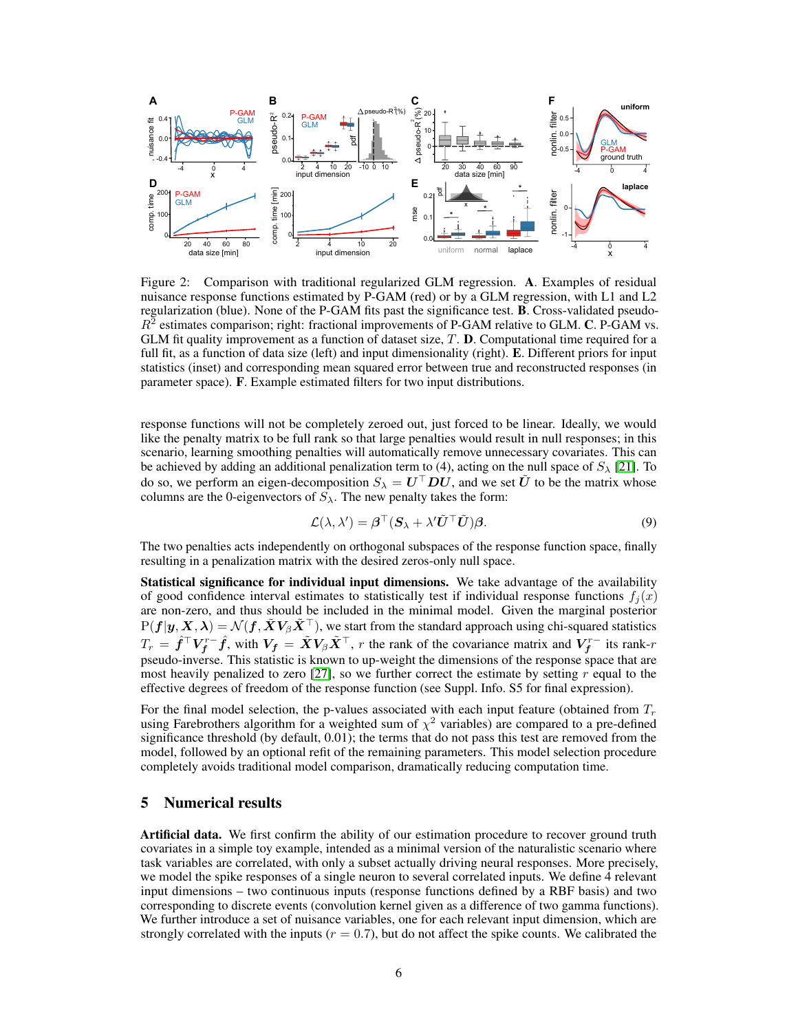Figure 2: Comparison with traditional regularized GLM regression. **A**. Examples of residual nuisance response functions estimated by P-GAM (red) or by a GLM regression, with L1 and L2 regularization (blue). None of the P-GAM fits past the significance test. **B**. Cross-validated pseudo-$R^2$ estimates comparison; right: fractional improvements of P-GAM relative to GLM. **C**. P-GAM vs. GLM fit quality improvement as a function of dataset size, $T$. **D**. Computational time required for a full fit, as a function of data size (left) and input dimensionality (right). **E**. Different priors for input statistics (inset) and corresponding mean squared error between true and reconstructed responses (in parameter space). **F**. Example estimated filters for two input distributions.

response functions will not be completely zeroed out, just forced to be linear. Ideally, we would like the penalty matrix to be full rank so that large penalties would result in null responses; in this scenario, learning smoothing penalties will automatically remove unnecessary covariates. This can be achieved by adding an additional penalization term to (4), acting on the null space of $S_\lambda$ [21]. To do so, we perform an eigen-decomposition $S_\lambda = \boldsymbol{U}^\top \boldsymbol{D}\boldsymbol{U}$, and we set $\tilde{\boldsymbol{U}}$ to be the matrix whose columns are the 0-eigenvectors of $S_\lambda$. The new penalty takes the form:

$$\mathcal{L}(\lambda, \lambda') = \boldsymbol{\beta}^\top (\boldsymbol{S}_\lambda + \lambda' \tilde{\boldsymbol{U}}^\top \tilde{\boldsymbol{U}})\boldsymbol{\beta}. \tag{9}$$

The two penalties acts independently on orthogonal subspaces of the response function space, finally resulting in a penalization matrix with the desired zeros-only null space.

**Statistical significance for individual input dimensions.** We take advantage of the availability of good confidence interval estimates to statistically test if individual response functions $f_j(x)$ are non-zero, and thus should be included in the minimal model. Given the marginal posterior $\mathrm{P}(\boldsymbol{f}|\boldsymbol{y}, \boldsymbol{X}, \boldsymbol{\lambda}) = \mathcal{N}(\boldsymbol{f}, \tilde{\boldsymbol{X}}\boldsymbol{V}_\beta \tilde{\boldsymbol{X}}^\top)$, we start from the standard approach using chi-squared statistics $T_r = \hat{\boldsymbol{f}}^\top \boldsymbol{V}_{\boldsymbol{f}}^{r-} \hat{\boldsymbol{f}}$, with $\boldsymbol{V}_{\boldsymbol{f}} = \tilde{\boldsymbol{X}}\boldsymbol{V}_\beta \tilde{\boldsymbol{X}}^\top$, $r$ the rank of the covariance matrix and $\boldsymbol{V}_{\boldsymbol{f}}^{r-}$ its rank-$r$ pseudo-inverse. This statistic is known to up-weight the dimensions of the response space that are most heavily penalized to zero [27], so we further correct the estimate by setting $r$ equal to the effective degrees of freedom of the response function (see Suppl. Info. S5 for final expression).

For the final model selection, the p-values associated with each input feature (obtained from $T_r$ using Farebrothers algorithm for a weighted sum of $\chi^2$ variables) are compared to a pre-defined significance threshold (by default, 0.01); the terms that do not pass this test are removed from the model, followed by an optional refit of the remaining parameters. This model selection procedure completely avoids traditional model comparison, dramatically reducing computation time.

## 5 Numerical results

**Artificial data.** We first confirm the ability of our estimation procedure to recover ground truth covariates in a simple toy example, intended as a minimal version of the naturalistic scenario where task variables are correlated, with only a subset actually driving neural responses. More precisely, we model the spike responses of a single neuron to several correlated inputs. We define 4 relevant input dimensions – two continuous inputs (response functions defined by a RBF basis) and two corresponding to discrete events (convolution kernel given as a difference of two gamma functions). We further introduce a set of nuisance variables, one for each relevant input dimension, which are strongly correlated with the inputs ($r = 0.7$), but do not affect the spike counts. We calibrated the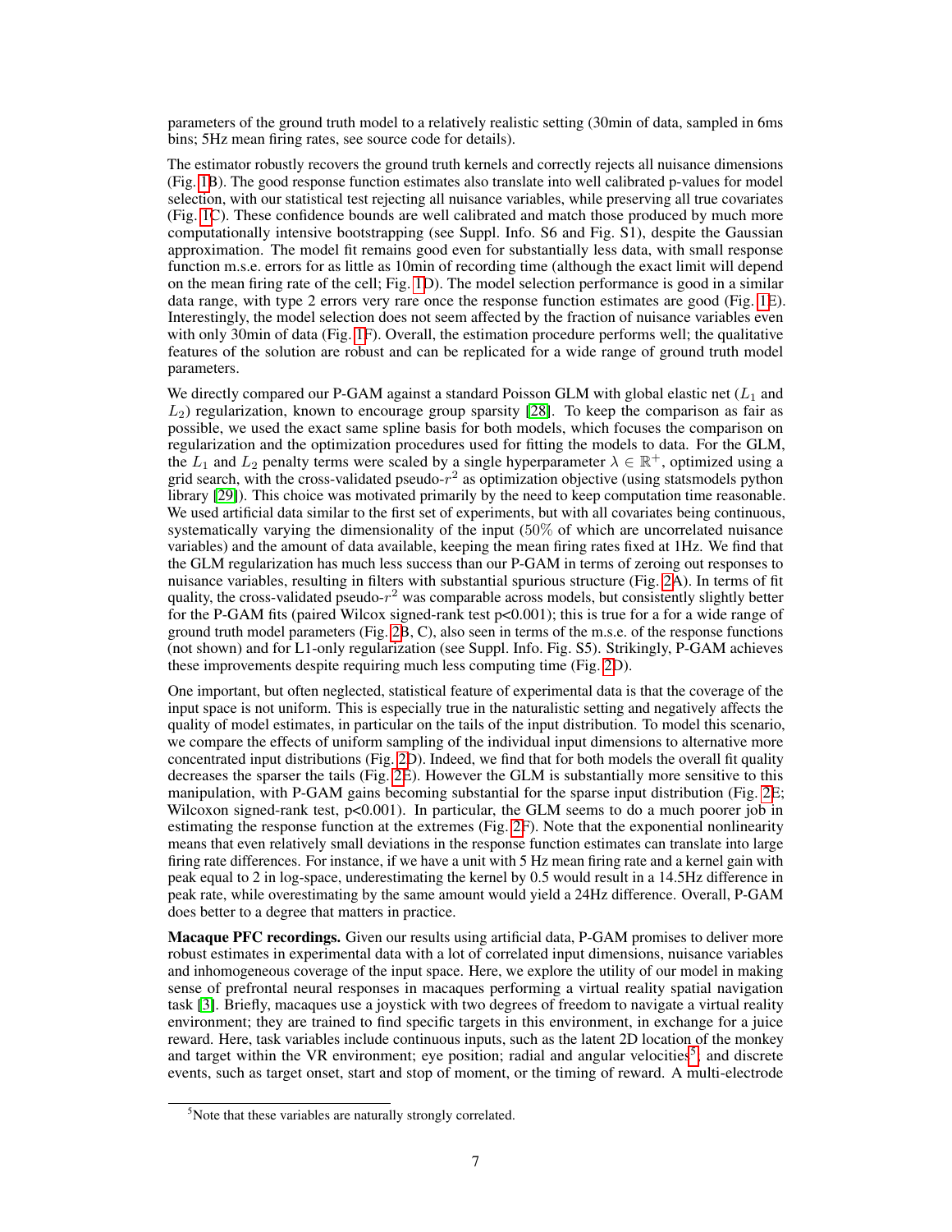parameters of the ground truth model to a relatively realistic setting (30min of data, sampled in 6ms bins; 5Hz mean firing rates, see source code for details).

The estimator robustly recovers the ground truth kernels and correctly rejects all nuisance dimensions (Fig. 1B). The good response function estimates also translate into well calibrated p-values for model selection, with our statistical test rejecting all nuisance variables, while preserving all true covariates (Fig. 1C). These confidence bounds are well calibrated and match those produced by much more computationally intensive bootstrapping (see Suppl. Info. S6 and Fig. S1), despite the Gaussian approximation. The model fit remains good even for substantially less data, with small response function m.s.e. errors for as little as 10min of recording time (although the exact limit will depend on the mean firing rate of the cell; Fig. 1D). The model selection performance is good in a similar data range, with type 2 errors very rare once the response function estimates are good (Fig. 1E). Interestingly, the model selection does not seem affected by the fraction of nuisance variables even with only 30min of data (Fig. 1F). Overall, the estimation procedure performs well; the qualitative features of the solution are robust and can be replicated for a wide range of ground truth model parameters.

We directly compared our P-GAM against a standard Poisson GLM with global elastic net ($L_1$ and $L_2$) regularization, known to encourage group sparsity [28]. To keep the comparison as fair as possible, we used the exact same spline basis for both models, which focuses the comparison on regularization and the optimization procedures used for fitting the models to data. For the GLM, the $L_1$ and $L_2$ penalty terms were scaled by a single hyperparameter $\lambda \in \mathbb{R}^+$, optimized using a grid search, with the cross-validated pseudo-$r^2$ as optimization objective (using statsmodels python library [29]). This choice was motivated primarily by the need to keep computation time reasonable. We used artificial data similar to the first set of experiments, but with all covariates being continuous, systematically varying the dimensionality of the input (50% of which are uncorrelated nuisance variables) and the amount of data available, keeping the mean firing rates fixed at 1Hz. We find that the GLM regularization has much less success than our P-GAM in terms of zeroing out responses to nuisance variables, resulting in filters with substantial spurious structure (Fig. 2A). In terms of fit quality, the cross-validated pseudo-$r^2$ was comparable across models, but consistently slightly better for the P-GAM fits (paired Wilcox signed-rank test p<0.001); this is true for a for a wide range of ground truth model parameters (Fig. 2B, C), also seen in terms of the m.s.e. of the response functions (not shown) and for L1-only regularization (see Suppl. Info. Fig. S5). Strikingly, P-GAM achieves these improvements despite requiring much less computing time (Fig. 2D).

One important, but often neglected, statistical feature of experimental data is that the coverage of the input space is not uniform. This is especially true in the naturalistic setting and negatively affects the quality of model estimates, in particular on the tails of the input distribution. To model this scenario, we compare the effects of uniform sampling of the individual input dimensions to alternative more concentrated input distributions (Fig. 2D). Indeed, we find that for both models the overall fit quality decreases the sparser the tails (Fig. 2E). However the GLM is substantially more sensitive to this manipulation, with P-GAM gains becoming substantial for the sparse input distribution (Fig. 2E; Wilcoxon signed-rank test, p<0.001). In particular, the GLM seems to do a much poorer job in estimating the response function at the extremes (Fig. 2F). Note that the exponential nonlinearity means that even relatively small deviations in the response function estimates can translate into large firing rate differences. For instance, if we have a unit with 5 Hz mean firing rate and a kernel gain with peak equal to 2 in log-space, underestimating the kernel by 0.5 would result in a 14.5Hz difference in peak rate, while overestimating by the same amount would yield a 24Hz difference. Overall, P-GAM does better to a degree that matters in practice.

**Macaque PFC recordings.** Given our results using artificial data, P-GAM promises to deliver more robust estimates in experimental data with a lot of correlated input dimensions, nuisance variables and inhomogeneous coverage of the input space. Here, we explore the utility of our model in making sense of prefrontal neural responses in macaques performing a virtual reality spatial navigation task [3]. Briefly, macaques use a joystick with two degrees of freedom to navigate a virtual reality environment; they are trained to find specific targets in this environment, in exchange for a juice reward. Here, task variables include continuous inputs, such as the latent 2D location of the monkey and target within the VR environment; eye position; radial and angular velocities[5]; and discrete events, such as target onset, start and stop of moment, or the timing of reward. A multi-electrode

[5]Note that these variables are naturally strongly correlated.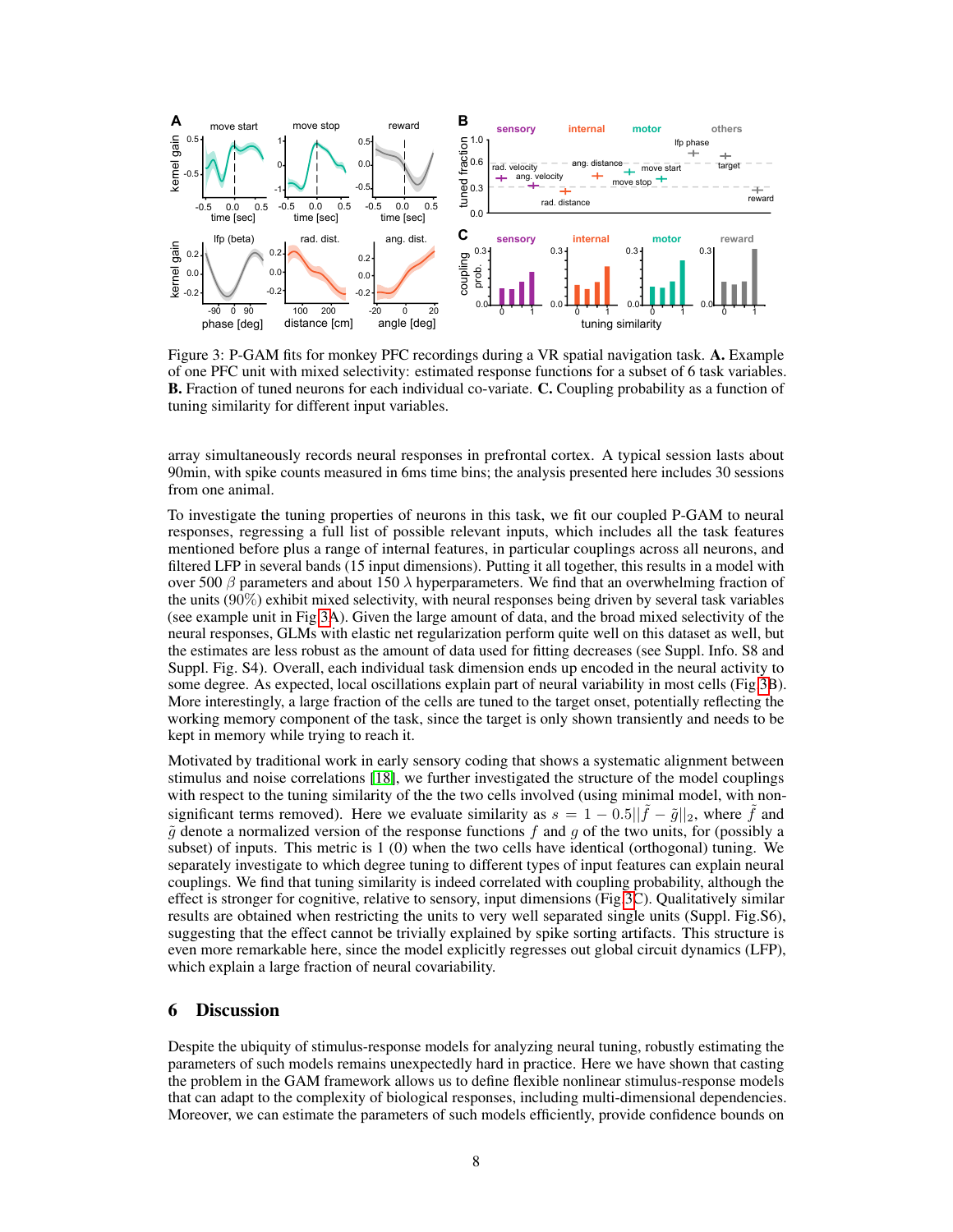Figure 3: P-GAM fits for monkey PFC recordings during a VR spatial navigation task. **A.** Example of one PFC unit with mixed selectivity: estimated response functions for a subset of 6 task variables. **B.** Fraction of tuned neurons for each individual co-variate. **C.** Coupling probability as a function of tuning similarity for different input variables.

array simultaneously records neural responses in prefrontal cortex. A typical session lasts about 90min, with spike counts measured in 6ms time bins; the analysis presented here includes 30 sessions from one animal.

To investigate the tuning properties of neurons in this task, we fit our coupled P-GAM to neural responses, regressing a full list of possible relevant inputs, which includes all the task features mentioned before plus a range of internal features, in particular couplings across all neurons, and filtered LFP in several bands (15 input dimensions). Putting it all together, this results in a model with over 500 $\beta$ parameters and about 150 $\lambda$ hyperparameters. We find that an overwhelming fraction of the units (90%) exhibit mixed selectivity, with neural responses being driven by several task variables (see example unit in Fig 3A). Given the large amount of data, and the broad mixed selectivity of the neural responses, GLMs with elastic net regularization perform quite well on this dataset as well, but the estimates are less robust as the amount of data used for fitting decreases (see Suppl. Info. S8 and Suppl. Fig. S4). Overall, each individual task dimension ends up encoded in the neural activity to some degree. As expected, local oscillations explain part of neural variability in most cells (Fig 3B). More interestingly, a large fraction of the cells are tuned to the target onset, potentially reflecting the working memory component of the task, since the target is only shown transiently and needs to be kept in memory while trying to reach it.

Motivated by traditional work in early sensory coding that shows a systematic alignment between stimulus and noise correlations [18], we further investigated the structure of the model couplings with respect to the tuning similarity of the the two cells involved (using minimal model, with non-significant terms removed). Here we evaluate similarity as $s = 1 - 0.5||\tilde{f} - \tilde{g}||_2$, where $\tilde{f}$ and $\tilde{g}$ denote a normalized version of the response functions $f$ and $g$ of the two units, for (possibly a subset) of inputs. This metric is 1 (0) when the two cells have identical (orthogonal) tuning. We separately investigate to which degree tuning to different types of input features can explain neural couplings. We find that tuning similarity is indeed correlated with coupling probability, although the effect is stronger for cognitive, relative to sensory, input dimensions (Fig 3C). Qualitatively similar results are obtained when restricting the units to very well separated single units (Suppl. Fig.S6), suggesting that the effect cannot be trivially explained by spike sorting artifacts. This structure is even more remarkable here, since the model explicitly regresses out global circuit dynamics (LFP), which explain a large fraction of neural covariability.

## 6 Discussion

Despite the ubiquity of stimulus-response models for analyzing neural tuning, robustly estimating the parameters of such models remains unexpectedly hard in practice. Here we have shown that casting the problem in the GAM framework allows us to define flexible nonlinear stimulus-response models that can adapt to the complexity of biological responses, including multi-dimensional dependencies. Moreover, we can estimate the parameters of such models efficiently, provide confidence bounds on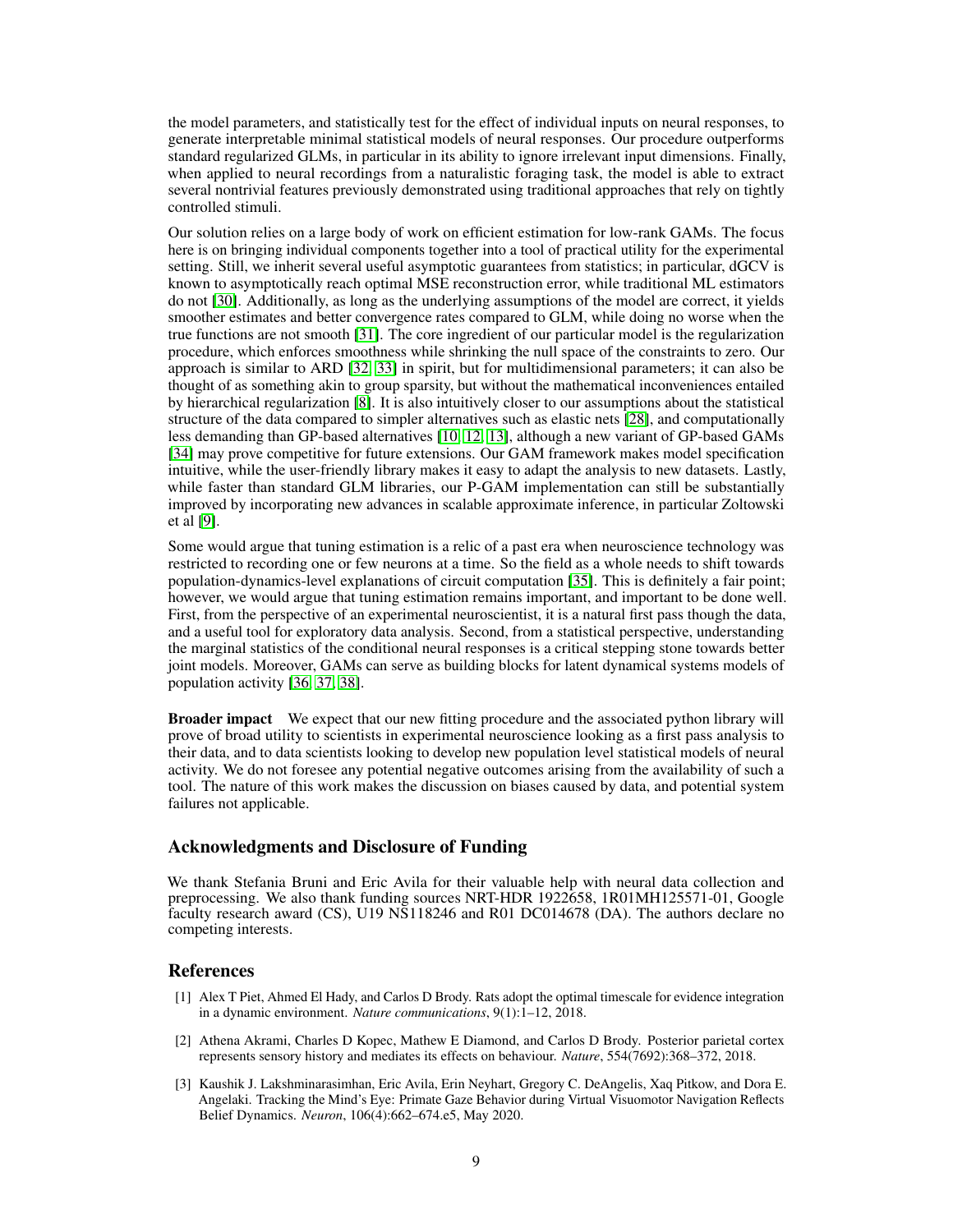the model parameters, and statistically test for the effect of individual inputs on neural responses, to generate interpretable minimal statistical models of neural responses. Our procedure outperforms standard regularized GLMs, in particular in its ability to ignore irrelevant input dimensions. Finally, when applied to neural recordings from a naturalistic foraging task, the model is able to extract several nontrivial features previously demonstrated using traditional approaches that rely on tightly controlled stimuli.

Our solution relies on a large body of work on efficient estimation for low-rank GAMs. The focus here is on bringing individual components together into a tool of practical utility for the experimental setting. Still, we inherit several useful asymptotic guarantees from statistics; in particular, dGCV is known to asymptotically reach optimal MSE reconstruction error, while traditional ML estimators do not [30]. Additionally, as long as the underlying assumptions of the model are correct, it yields smoother estimates and better convergence rates compared to GLM, while doing no worse when the true functions are not smooth [31]. The core ingredient of our particular model is the regularization procedure, which enforces smoothness while shrinking the null space of the constraints to zero. Our approach is similar to ARD [32, 33] in spirit, but for multidimensional parameters; it can also be thought of as something akin to group sparsity, but without the mathematical inconveniences entailed by hierarchical regularization [8]. It is also intuitively closer to our assumptions about the statistical structure of the data compared to simpler alternatives such as elastic nets [28], and computationally less demanding than GP-based alternatives [10, 12, 13], although a new variant of GP-based GAMs [34] may prove competitive for future extensions. Our GAM framework makes model specification intuitive, while the user-friendly library makes it easy to adapt the analysis to new datasets. Lastly, while faster than standard GLM libraries, our P-GAM implementation can still be substantially improved by incorporating new advances in scalable approximate inference, in particular Zoltowski et al [9].

Some would argue that tuning estimation is a relic of a past era when neuroscience technology was restricted to recording one or few neurons at a time. So the field as a whole needs to shift towards population-dynamics-level explanations of circuit computation [35]. This is definitely a fair point; however, we would argue that tuning estimation remains important, and important to be done well. First, from the perspective of an experimental neuroscientist, it is a natural first pass though the data, and a useful tool for exploratory data analysis. Second, from a statistical perspective, understanding the marginal statistics of the conditional neural responses is a critical stepping stone towards better joint models. Moreover, GAMs can serve as building blocks for latent dynamical systems models of population activity [36, 37, 38].

**Broader impact** We expect that our new fitting procedure and the associated python library will prove of broad utility to scientists in experimental neuroscience looking as a first pass analysis to their data, and to data scientists looking to develop new population level statistical models of neural activity. We do not foresee any potential negative outcomes arising from the availability of such a tool. The nature of this work makes the discussion on biases caused by data, and potential system failures not applicable.

## Acknowledgments and Disclosure of Funding

We thank Stefania Bruni and Eric Avila for their valuable help with neural data collection and preprocessing. We also thank funding sources NRT-HDR 1922658, 1R01MH125571-01, Google faculty research award (CS), U19 NS118246 and R01 DC014678 (DA). The authors declare no competing interests.

## References

[1] Alex T Piet, Ahmed El Hady, and Carlos D Brody. Rats adopt the optimal timescale for evidence integration in a dynamic environment. *Nature communications*, 9(1):1–12, 2018.

[2] Athena Akrami, Charles D Kopec, Mathew E Diamond, and Carlos D Brody. Posterior parietal cortex represents sensory history and mediates its effects on behaviour. *Nature*, 554(7692):368–372, 2018.

[3] Kaushik J. Lakshminarasimhan, Eric Avila, Erin Neyhart, Gregory C. DeAngelis, Xaq Pitkow, and Dora E. Angelaki. Tracking the Mind's Eye: Primate Gaze Behavior during Virtual Visuomotor Navigation Reflects Belief Dynamics. *Neuron*, 106(4):662–674.e5, May 2020.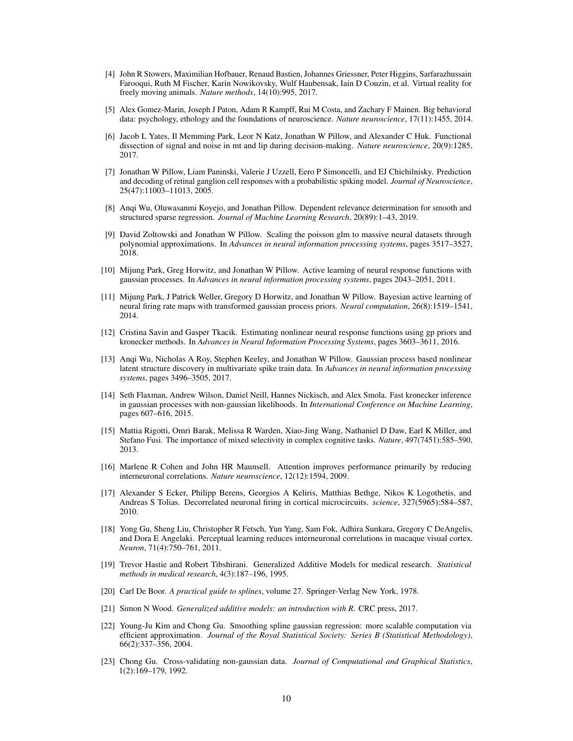[4] John R Stowers, Maximilian Hofbauer, Renaud Bastien, Johannes Griessner, Peter Higgins, Sarfarazhussain Farooqui, Ruth M Fischer, Karin Nowikovsky, Wulf Haubensak, Iain D Couzin, et al. Virtual reality for freely moving animals. *Nature methods*, 14(10):995, 2017.

[5] Alex Gomez-Marin, Joseph J Paton, Adam R Kampff, Rui M Costa, and Zachary F Mainen. Big behavioral data: psychology, ethology and the foundations of neuroscience. *Nature neuroscience*, 17(11):1455, 2014.

[6] Jacob L Yates, Il Memming Park, Leor N Katz, Jonathan W Pillow, and Alexander C Huk. Functional dissection of signal and noise in mt and lip during decision-making. *Nature neuroscience*, 20(9):1285, 2017.

[7] Jonathan W Pillow, Liam Paninski, Valerie J Uzzell, Eero P Simoncelli, and EJ Chichilnisky. Prediction and decoding of retinal ganglion cell responses with a probabilistic spiking model. *Journal of Neuroscience*, 25(47):11003–11013, 2005.

[8] Anqi Wu, Oluwasanmi Koyejo, and Jonathan Pillow. Dependent relevance determination for smooth and structured sparse regression. *Journal of Machine Learning Research*, 20(89):1–43, 2019.

[9] David Zoltowski and Jonathan W Pillow. Scaling the poisson glm to massive neural datasets through polynomial approximations. In *Advances in neural information processing systems*, pages 3517–3527, 2018.

[10] Mijung Park, Greg Horwitz, and Jonathan W Pillow. Active learning of neural response functions with gaussian processes. In *Advances in neural information processing systems*, pages 2043–2051, 2011.

[11] Mijung Park, J Patrick Weller, Gregory D Horwitz, and Jonathan W Pillow. Bayesian active learning of neural firing rate maps with transformed gaussian process priors. *Neural computation*, 26(8):1519–1541, 2014.

[12] Cristina Savin and Gasper Tkacik. Estimating nonlinear neural response functions using gp priors and kronecker methods. In *Advances in Neural Information Processing Systems*, pages 3603–3611, 2016.

[13] Anqi Wu, Nicholas A Roy, Stephen Keeley, and Jonathan W Pillow. Gaussian process based nonlinear latent structure discovery in multivariate spike train data. In *Advances in neural information processing systems*, pages 3496–3505, 2017.

[14] Seth Flaxman, Andrew Wilson, Daniel Neill, Hannes Nickisch, and Alex Smola. Fast kronecker inference in gaussian processes with non-gaussian likelihoods. In *International Conference on Machine Learning*, pages 607–616, 2015.

[15] Mattia Rigotti, Omri Barak, Melissa R Warden, Xiao-Jing Wang, Nathaniel D Daw, Earl K Miller, and Stefano Fusi. The importance of mixed selectivity in complex cognitive tasks. *Nature*, 497(7451):585–590, 2013.

[16] Marlene R Cohen and John HR Maunsell. Attention improves performance primarily by reducing interneuronal correlations. *Nature neuroscience*, 12(12):1594, 2009.

[17] Alexander S Ecker, Philipp Berens, Georgios A Keliris, Matthias Bethge, Nikos K Logothetis, and Andreas S Tolias. Decorrelated neuronal firing in cortical microcircuits. *science*, 327(5965):584–587, 2010.

[18] Yong Gu, Sheng Liu, Christopher R Fetsch, Yun Yang, Sam Fok, Adhira Sunkara, Gregory C DeAngelis, and Dora E Angelaki. Perceptual learning reduces interneuronal correlations in macaque visual cortex. *Neuron*, 71(4):750–761, 2011.

[19] Trevor Hastie and Robert Tibshirani. Generalized Additive Models for medical research. *Statistical methods in medical research*, 4(3):187–196, 1995.

[20] Carl De Boor. *A practical guide to splines*, volume 27. Springer-Verlag New York, 1978.

[21] Simon N Wood. *Generalized additive models: an introduction with R*. CRC press, 2017.

[22] Young-Ju Kim and Chong Gu. Smoothing spline gaussian regression: more scalable computation via efficient approximation. *Journal of the Royal Statistical Society: Series B (Statistical Methodology)*, 66(2):337–356, 2004.

[23] Chong Gu. Cross-validating non-gaussian data. *Journal of Computational and Graphical Statistics*, 1(2):169–179, 1992.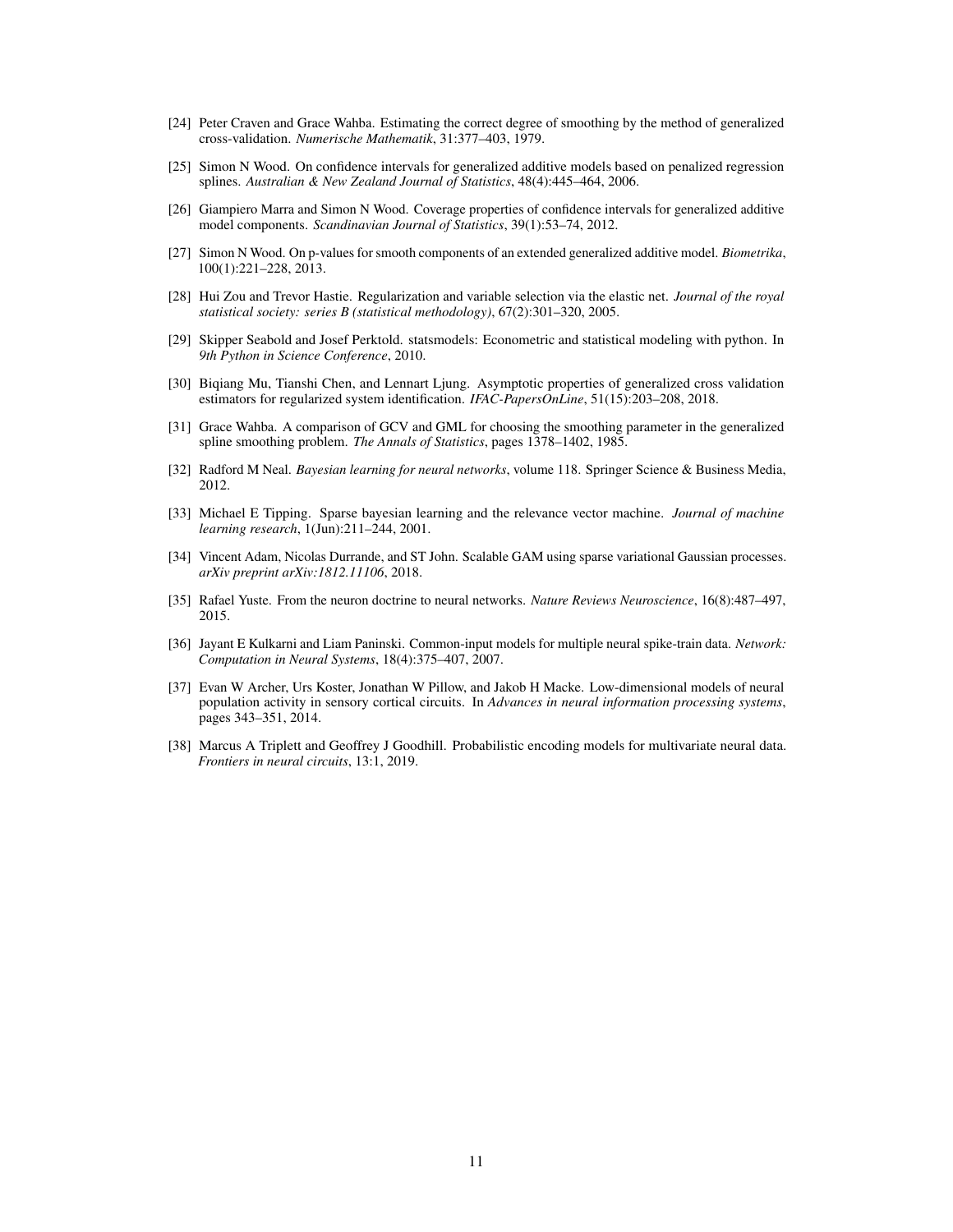[24] Peter Craven and Grace Wahba. Estimating the correct degree of smoothing by the method of generalized cross-validation. *Numerische Mathematik*, 31:377–403, 1979.

[25] Simon N Wood. On confidence intervals for generalized additive models based on penalized regression splines. *Australian & New Zealand Journal of Statistics*, 48(4):445–464, 2006.

[26] Giampiero Marra and Simon N Wood. Coverage properties of confidence intervals for generalized additive model components. *Scandinavian Journal of Statistics*, 39(1):53–74, 2012.

[27] Simon N Wood. On p-values for smooth components of an extended generalized additive model. *Biometrika*, 100(1):221–228, 2013.

[28] Hui Zou and Trevor Hastie. Regularization and variable selection via the elastic net. *Journal of the royal statistical society: series B (statistical methodology)*, 67(2):301–320, 2005.

[29] Skipper Seabold and Josef Perktold. statsmodels: Econometric and statistical modeling with python. In *9th Python in Science Conference*, 2010.

[30] Biqiang Mu, Tianshi Chen, and Lennart Ljung. Asymptotic properties of generalized cross validation estimators for regularized system identification. *IFAC-PapersOnLine*, 51(15):203–208, 2018.

[31] Grace Wahba. A comparison of GCV and GML for choosing the smoothing parameter in the generalized spline smoothing problem. *The Annals of Statistics*, pages 1378–1402, 1985.

[32] Radford M Neal. *Bayesian learning for neural networks*, volume 118. Springer Science & Business Media, 2012.

[33] Michael E Tipping. Sparse bayesian learning and the relevance vector machine. *Journal of machine learning research*, 1(Jun):211–244, 2001.

[34] Vincent Adam, Nicolas Durrande, and ST John. Scalable GAM using sparse variational Gaussian processes. *arXiv preprint arXiv:1812.11106*, 2018.

[35] Rafael Yuste. From the neuron doctrine to neural networks. *Nature Reviews Neuroscience*, 16(8):487–497, 2015.

[36] Jayant E Kulkarni and Liam Paninski. Common-input models for multiple neural spike-train data. *Network: Computation in Neural Systems*, 18(4):375–407, 2007.

[37] Evan W Archer, Urs Koster, Jonathan W Pillow, and Jakob H Macke. Low-dimensional models of neural population activity in sensory cortical circuits. In *Advances in neural information processing systems*, pages 343–351, 2014.

[38] Marcus A Triplett and Geoffrey J Goodhill. Probabilistic encoding models for multivariate neural data. *Frontiers in neural circuits*, 13:1, 2019.